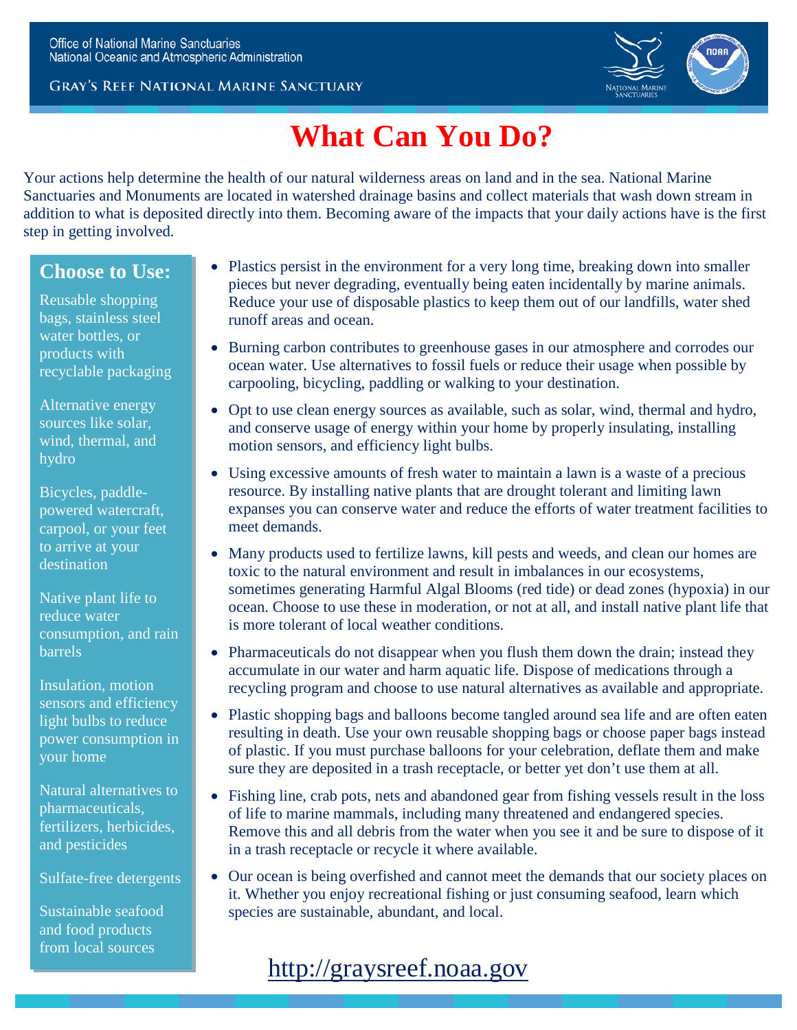Office of National Marine Sanctuaries
National Oceanic and Atmospheric Administration

GRAY'S REEF NATIONAL MARINE SANCTUARY

# What Can You Do?

Your actions help determine the health of our natural wilderness areas on land and in the sea. National Marine Sanctuaries and Monuments are located in watershed drainage basins and collect materials that wash down stream in addition to what is deposited directly into them. Becoming aware of the impacts that your daily actions have is the first step in getting involved.

## Choose to Use:

Reusable shopping bags, stainless steel water bottles, or products with recyclable packaging

Alternative energy sources like solar, wind, thermal, and hydro

Bicycles, paddle-powered watercraft, carpool, or your feet to arrive at your destination

Native plant life to reduce water consumption, and rain barrels

Insulation, motion sensors and efficiency light bulbs to reduce power consumption in your home

Natural alternatives to pharmaceuticals, fertilizers, herbicides, and pesticides

Sulfate-free detergents

Sustainable seafood and food products from local sources

- Plastics persist in the environment for a very long time, breaking down into smaller pieces but never degrading, eventually being eaten incidentally by marine animals. Reduce your use of disposable plastics to keep them out of our landfills, water shed runoff areas and ocean.
- Burning carbon contributes to greenhouse gases in our atmosphere and corrodes our ocean water. Use alternatives to fossil fuels or reduce their usage when possible by carpooling, bicycling, paddling or walking to your destination.
- Opt to use clean energy sources as available, such as solar, wind, thermal and hydro, and conserve usage of energy within your home by properly insulating, installing motion sensors, and efficiency light bulbs.
- Using excessive amounts of fresh water to maintain a lawn is a waste of a precious resource. By installing native plants that are drought tolerant and limiting lawn expanses you can conserve water and reduce the efforts of water treatment facilities to meet demands.
- Many products used to fertilize lawns, kill pests and weeds, and clean our homes are toxic to the natural environment and result in imbalances in our ecosystems, sometimes generating Harmful Algal Blooms (red tide) or dead zones (hypoxia) in our ocean. Choose to use these in moderation, or not at all, and install native plant life that is more tolerant of local weather conditions.
- Pharmaceuticals do not disappear when you flush them down the drain; instead they accumulate in our water and harm aquatic life. Dispose of medications through a recycling program and choose to use natural alternatives as available and appropriate.
- Plastic shopping bags and balloons become tangled around sea life and are often eaten resulting in death. Use your own reusable shopping bags or choose paper bags instead of plastic. If you must purchase balloons for your celebration, deflate them and make sure they are deposited in a trash receptacle, or better yet don't use them at all.
- Fishing line, crab pots, nets and abandoned gear from fishing vessels result in the loss of life to marine mammals, including many threatened and endangered species. Remove this and all debris from the water when you see it and be sure to dispose of it in a trash receptacle or recycle it where available.
- Our ocean is being overfished and cannot meet the demands that our society places on it. Whether you enjoy recreational fishing or just consuming seafood, learn which species are sustainable, abundant, and local.

http://graysreef.noaa.gov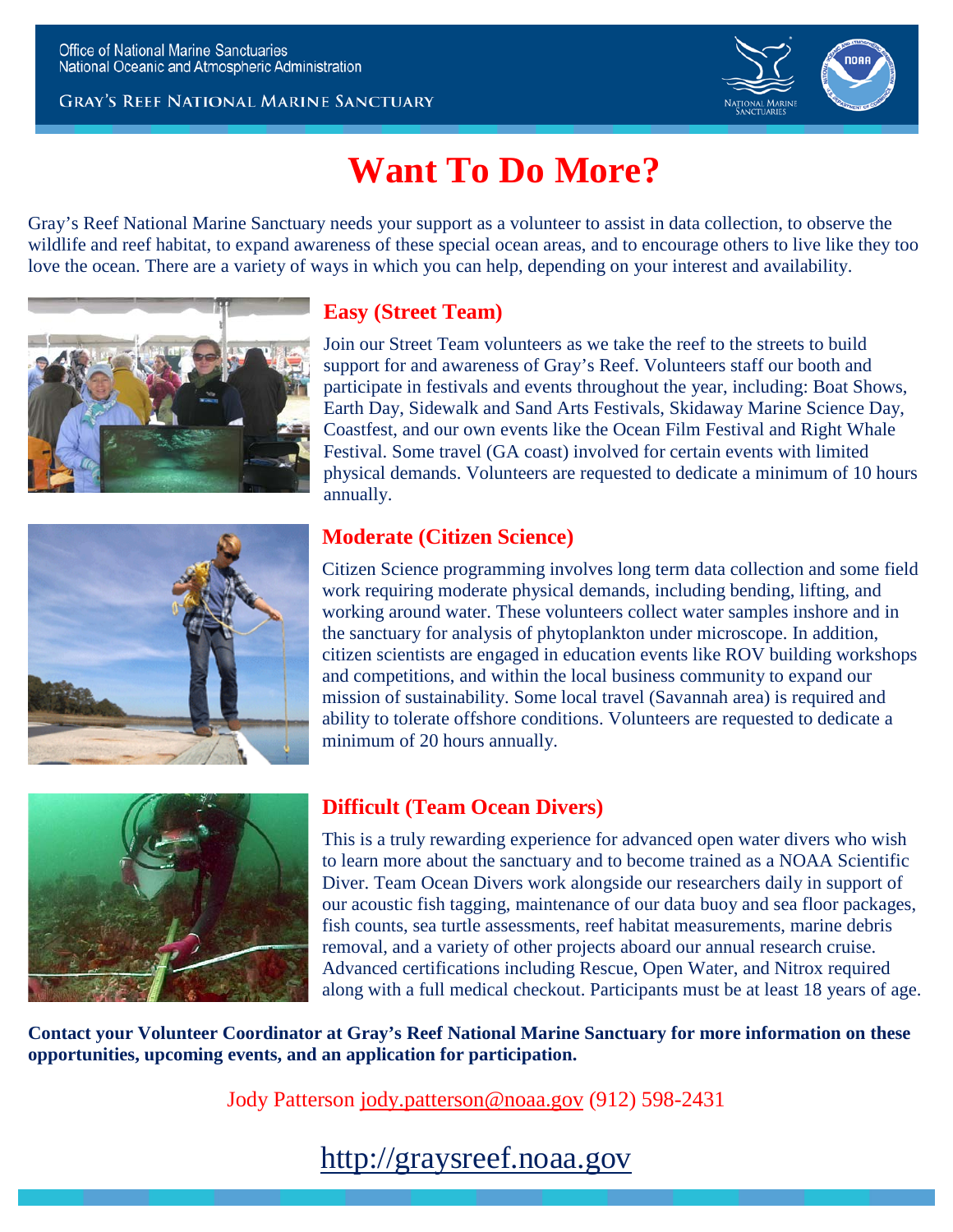Office of National Marine Sanctuaries
National Oceanic and Atmospheric Administration

GRAY'S REEF NATIONAL MARINE SANCTUARY

# Want To Do More?

Gray's Reef National Marine Sanctuary needs your support as a volunteer to assist in data collection, to observe the wildlife and reef habitat, to expand awareness of these special ocean areas, and to encourage others to live like they too love the ocean. There are a variety of ways in which you can help, depending on your interest and availability.

## Easy (Street Team)

Join our Street Team volunteers as we take the reef to the streets to build support for and awareness of Gray's Reef. Volunteers staff our booth and participate in festivals and events throughout the year, including: Boat Shows, Earth Day, Sidewalk and Sand Arts Festivals, Skidaway Marine Science Day, Coastfest, and our own events like the Ocean Film Festival and Right Whale Festival. Some travel (GA coast) involved for certain events with limited physical demands. Volunteers are requested to dedicate a minimum of 10 hours annually.

## Moderate (Citizen Science)

Citizen Science programming involves long term data collection and some field work requiring moderate physical demands, including bending, lifting, and working around water. These volunteers collect water samples inshore and in the sanctuary for analysis of phytoplankton under microscope. In addition, citizen scientists are engaged in education events like ROV building workshops and competitions, and within the local business community to expand our mission of sustainability. Some local travel (Savannah area) is required and ability to tolerate offshore conditions. Volunteers are requested to dedicate a minimum of 20 hours annually.

## Difficult (Team Ocean Divers)

This is a truly rewarding experience for advanced open water divers who wish to learn more about the sanctuary and to become trained as a NOAA Scientific Diver. Team Ocean Divers work alongside our researchers daily in support of our acoustic fish tagging, maintenance of our data buoy and sea floor packages, fish counts, sea turtle assessments, reef habitat measurements, marine debris removal, and a variety of other projects aboard our annual research cruise. Advanced certifications including Rescue, Open Water, and Nitrox required along with a full medical checkout. Participants must be at least 18 years of age.

**Contact your Volunteer Coordinator at Gray's Reef National Marine Sanctuary for more information on these opportunities, upcoming events, and an application for participation.**

Jody Patterson jody.patterson@noaa.gov (912) 598-2431

http://graysreef.noaa.gov